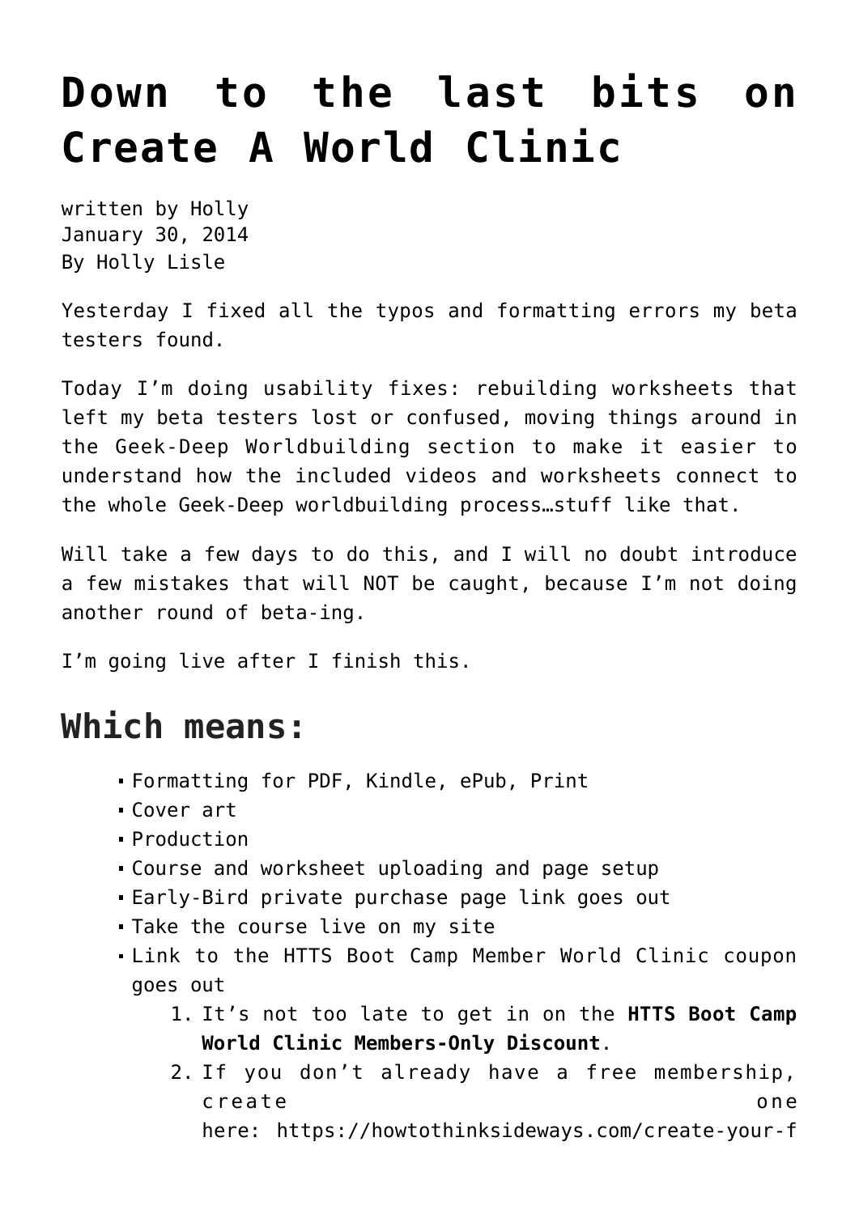# Down to the last bits on Create A World Clinic

written by Holly
January 30, 2014
By Holly Lisle

Yesterday I fixed all the typos and formatting errors my beta testers found.

Today I'm doing usability fixes: rebuilding worksheets that left my beta testers lost or confused, moving things around in the Geek-Deep Worldbuilding section to make it easier to understand how the included videos and worksheets connect to the whole Geek-Deep worldbuilding process…stuff like that.

Will take a few days to do this, and I will no doubt introduce a few mistakes that will NOT be caught, because I'm not doing another round of beta-ing.

I'm going live after I finish this.

## Which means:

- Formatting for PDF, Kindle, ePub, Print
- Cover art
- Production
- Course and worksheet uploading and page setup
- Early-Bird private purchase page link goes out
- Take the course live on my site
- Link to the HTTS Boot Camp Member World Clinic coupon goes out
  1. It's not too late to get in on the **HTTS Boot Camp World Clinic Members-Only Discount**.
  2. If you don't already have a free membership, create one here: https://howtothinksideways.com/create-your-f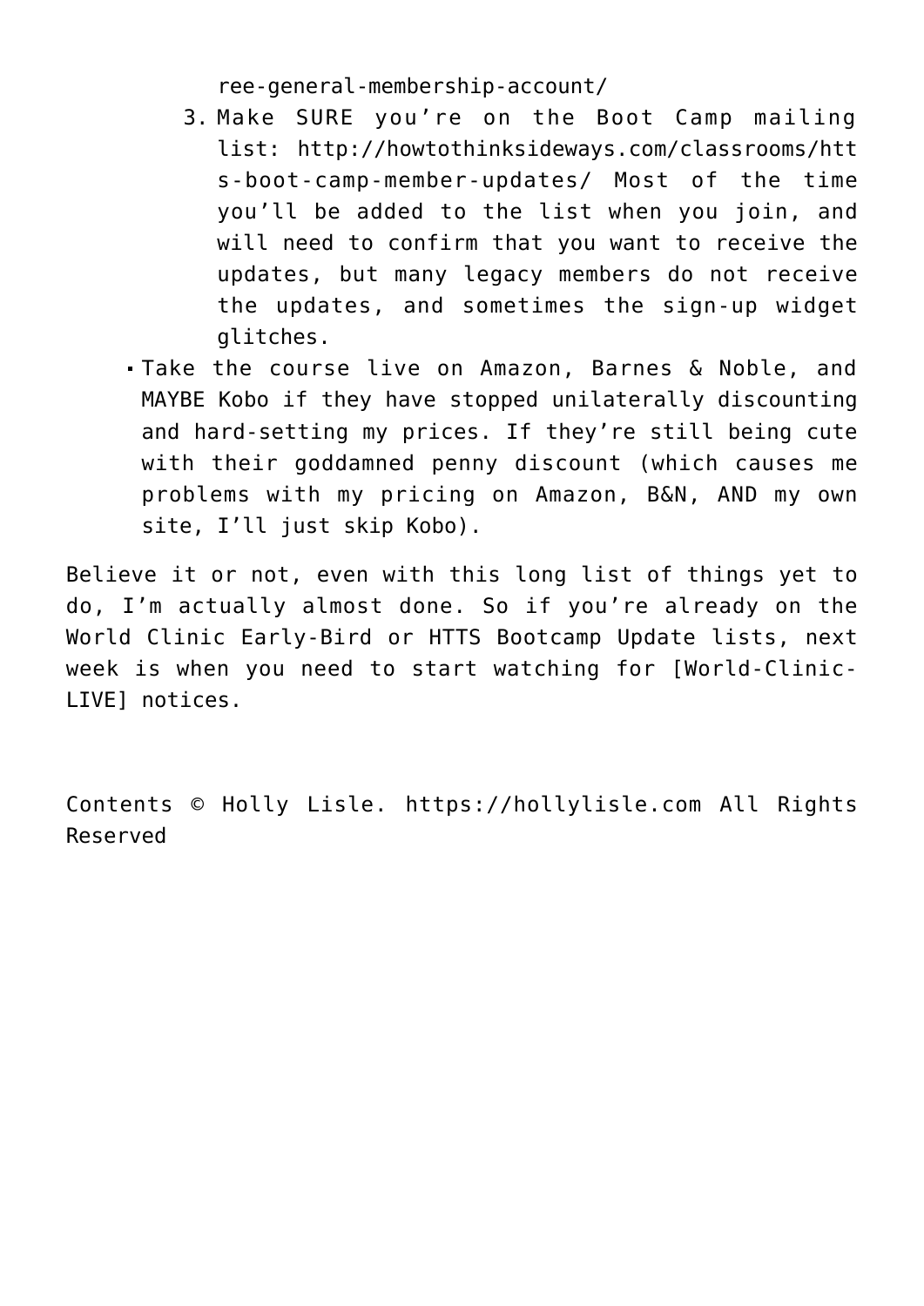ree-general-membership-account/

3. Make SURE you're on the Boot Camp mailing list: http://howtothinksideways.com/classrooms/htts-boot-camp-member-updates/ Most of the time you'll be added to the list when you join, and will need to confirm that you want to receive the updates, but many legacy members do not receive the updates, and sometimes the sign-up widget glitches.

- Take the course live on Amazon, Barnes & Noble, and MAYBE Kobo if they have stopped unilaterally discounting and hard-setting my prices. If they're still being cute with their goddamned penny discount (which causes me problems with my pricing on Amazon, B&N, AND my own site, I'll just skip Kobo).

Believe it or not, even with this long list of things yet to do, I'm actually almost done. So if you're already on the World Clinic Early-Bird or HTTS Bootcamp Update lists, next week is when you need to start watching for [World-Clinic-LIVE] notices.

Contents © Holly Lisle. https://hollylisle.com All Rights Reserved